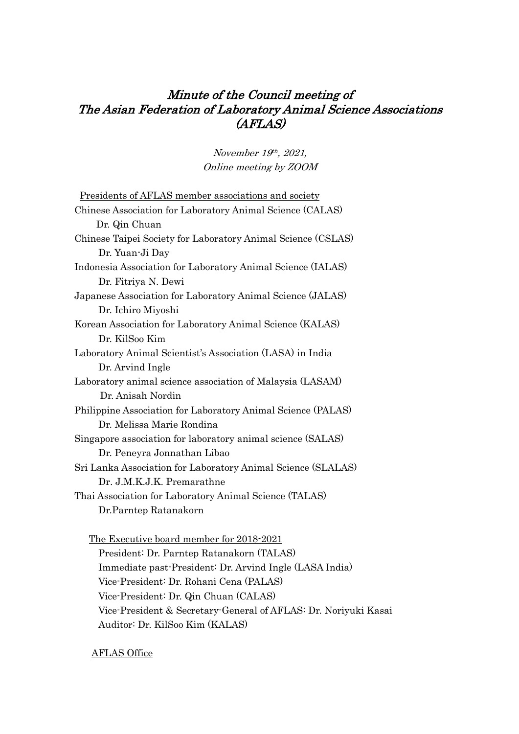# *Minute of the Council meeting of The Asian Federation of Laboratory Animal Science Associations (AFLAS)*

*November 19th, 2021,*
*Online meeting by ZOOM*

<u>Presidents of AFLAS member associations and society</u>

Chinese Association for Laboratory Animal Science (CALAS)
Dr. Qin Chuan

Chinese Taipei Society for Laboratory Animal Science (CSLAS)
Dr. Yuan-Ji Day

Indonesia Association for Laboratory Animal Science (IALAS)
Dr. Fitriya N. Dewi

Japanese Association for Laboratory Animal Science (JALAS)
Dr. Ichiro Miyoshi

Korean Association for Laboratory Animal Science (KALAS)
Dr. KilSoo Kim

Laboratory Animal Scientist's Association (LASA) in India
Dr. Arvind Ingle

Laboratory animal science association of Malaysia (LASAM)
Dr. Anisah Nordin

Philippine Association for Laboratory Animal Science (PALAS)
Dr. Melissa Marie Rondina

Singapore association for laboratory animal science (SALAS)
Dr. Peneyra Jonnathan Libao

Sri Lanka Association for Laboratory Animal Science (SLALAS)
Dr. J.M.K.J.K. Premarathne

Thai Association for Laboratory Animal Science (TALAS)
Dr.Parntep Ratanakorn

<u>The Executive board member for 2018-2021</u>

President: Dr. Parntep Ratanakorn (TALAS)
Immediate past-President: Dr. Arvind Ingle (LASA India)
Vice-President: Dr. Rohani Cena (PALAS)
Vice-President: Dr. Qin Chuan (CALAS)
Vice-President & Secretary-General of AFLAS: Dr. Noriyuki Kasai
Auditor: Dr. KilSoo Kim (KALAS)

<u>AFLAS Office</u>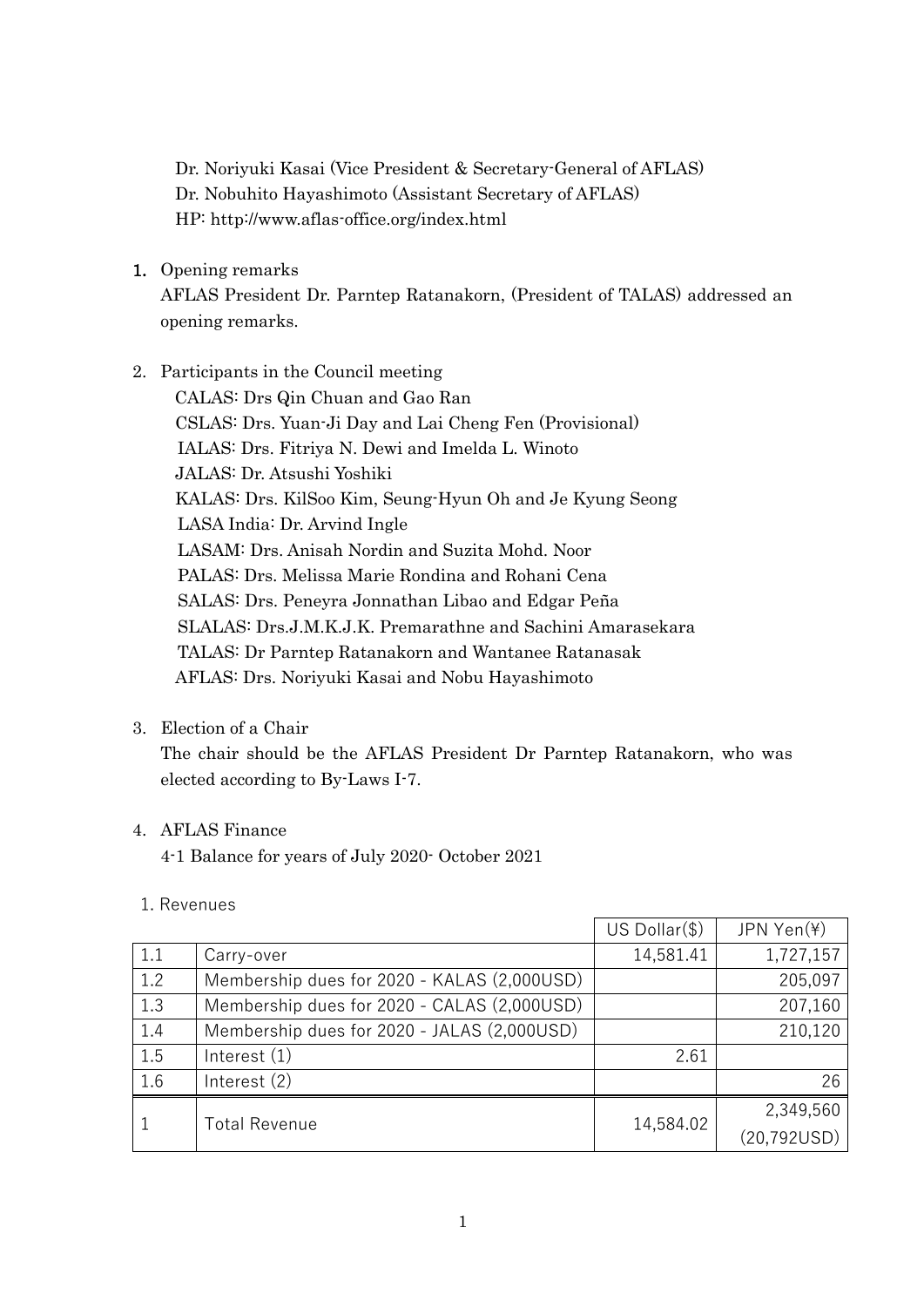Dr. Noriyuki Kasai (Vice President & Secretary-General of AFLAS)
Dr. Nobuhito Hayashimoto (Assistant Secretary of AFLAS)
HP: http://www.aflas-office.org/index.html

1. Opening remarks

   AFLAS President Dr. Parntep Ratanakorn, (President of TALAS) addressed an opening remarks.

2. Participants in the Council meeting

   CALAS: Drs Qin Chuan and Gao Ran
   CSLAS: Drs. Yuan-Ji Day and Lai Cheng Fen (Provisional)
   IALAS: Drs. Fitriya N. Dewi and Imelda L. Winoto
   JALAS: Dr. Atsushi Yoshiki
   KALAS: Drs. KilSoo Kim, Seung-Hyun Oh and Je Kyung Seong
   LASA India: Dr. Arvind Ingle
   LASAM: Drs. Anisah Nordin and Suzita Mohd. Noor
   PALAS: Drs. Melissa Marie Rondina and Rohani Cena
   SALAS: Drs. Peneyra Jonnathan Libao and Edgar Peña
   SLALAS: Drs.J.M.K.J.K. Premarathne and Sachini Amarasekara
   TALAS: Dr Parntep Ratanakorn and Wantanee Ratanasak
   AFLAS: Drs. Noriyuki Kasai and Nobu Hayashimoto

3. Election of a Chair

   The chair should be the AFLAS President Dr Parntep Ratanakorn, who was elected according to By-Laws I-7.

4. AFLAS Finance

   4-1 Balance for years of July 2020- October 2021

1. Revenues

| | | US Dollar($) | JPN Yen(¥) |
|---|---|---|---|
| 1.1 | Carry-over | 14,581.41 | 1,727,157 |
| 1.2 | Membership dues for 2020 - KALAS (2,000USD) | | 205,097 |
| 1.3 | Membership dues for 2020 - CALAS (2,000USD) | | 207,160 |
| 1.4 | Membership dues for 2020 - JALAS (2,000USD) | | 210,120 |
| 1.5 | Interest (1) | 2.61 | |
| 1.6 | Interest (2) | | 26 |
| 1 | Total Revenue | 14,584.02 | 2,349,560 (20,792USD) |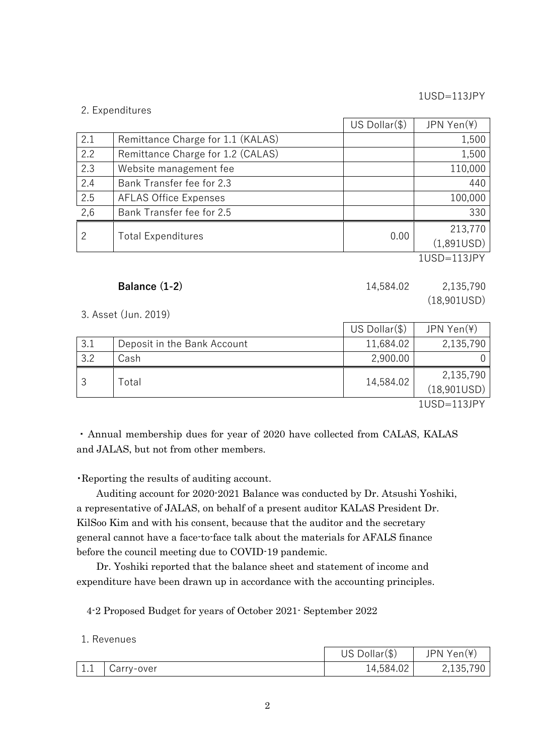1USD=113JPY

2. Expenditures

| | | US Dollar($) | JPN Yen(¥) |
|---|---|---|---|
| 2.1 | Remittance Charge for 1.1 (KALAS) | | 1,500 |
| 2.2 | Remittance Charge for 1.2 (CALAS) | | 1,500 |
| 2.3 | Website management fee | | 110,000 |
| 2.4 | Bank Transfer fee for 2.3 | | 440 |
| 2.5 | AFLAS Office Expenses | | 100,000 |
| 2,6 | Bank Transfer fee for 2.5 | | 330 |
| 2 | Total Expenditures | 0.00 | 213,770 (1,891USD) |

1USD=113JPY

| **Balance (1-2)** | 14,584.02 | 2,135,790 (18,901USD) |
|---|---|---|

3. Asset (Jun. 2019)

| | | US Dollar($) | JPN Yen(¥) |
|---|---|---|---|
| 3.1 | Deposit in the Bank Account | 11,684.02 | 2,135,790 |
| 3.2 | Cash | 2,900.00 | 0 |
| 3 | Total | 14,584.02 | 2,135,790 (18,901USD) |

1USD=113JPY

・Annual membership dues for year of 2020 have collected from CALAS, KALAS and JALAS, but not from other members.

・Reporting the results of auditing account.

Auditing account for 2020-2021 Balance was conducted by Dr. Atsushi Yoshiki, a representative of JALAS, on behalf of a present auditor KALAS President Dr. KilSoo Kim and with his consent, because that the auditor and the secretary general cannot have a face-to-face talk about the materials for AFALS finance before the council meeting due to COVID-19 pandemic.

Dr. Yoshiki reported that the balance sheet and statement of income and expenditure have been drawn up in accordance with the accounting principles.

4-2 Proposed Budget for years of October 2021- September 2022

1. Revenues

| | | US Dollar($) | JPN Yen(¥) |
|---|---|---|---|
| 1.1 | Carry-over | 14,584.02 | 2,135,790 |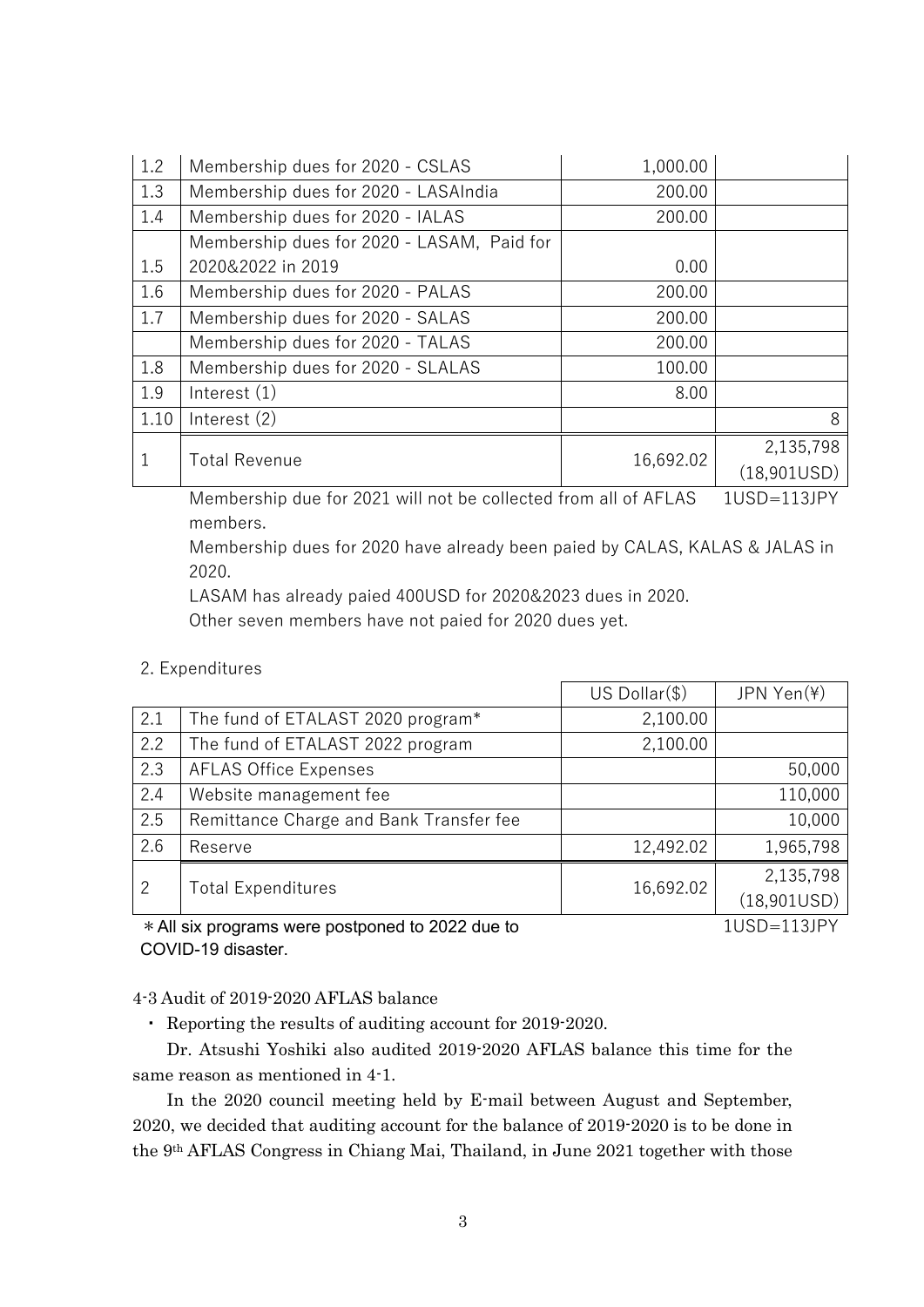| | | | |
|---|---|---|---|
| 1.2 | Membership dues for 2020 - CSLAS | 1,000.00 | |
| 1.3 | Membership dues for 2020 - LASAIndia | 200.00 | |
| 1.4 | Membership dues for 2020 - IALAS | 200.00 | |
| 1.5 | Membership dues for 2020 - LASAM, Paid for 2020&2022 in 2019 | 0.00 | |
| 1.6 | Membership dues for 2020 - PALAS | 200.00 | |
| 1.7 | Membership dues for 2020 - SALAS | 200.00 | |
| | Membership dues for 2020 - TALAS | 200.00 | |
| 1.8 | Membership dues for 2020 - SLALAS | 100.00 | |
| 1.9 | Interest (1) | 8.00 | |
| 1.10 | Interest (2) | | 8 |
| 1 | Total Revenue | 16,692.02 | 2,135,798 (18,901USD) |

Membership due for 2021 will not be collected from all of AFLAS members.
1USD=113JPY

Membership dues for 2020 have already been paied by CALAS, KALAS & JALAS in 2020.

LASAM has already paied 400USD for 2020&2023 dues in 2020.

Other seven members have not paied for 2020 dues yet.

2. Expenditures

| | | US Dollar($) | JPN Yen(¥) |
|---|---|---|---|
| 2.1 | The fund of ETALAST 2020 program* | 2,100.00 | |
| 2.2 | The fund of ETALAST 2022 program | 2,100.00 | |
| 2.3 | AFLAS Office Expenses | | 50,000 |
| 2.4 | Website management fee | | 110,000 |
| 2.5 | Remittance Charge and Bank Transfer fee | | 10,000 |
| 2.6 | Reserve | 12,492.02 | 1,965,798 |
| 2 | Total Expenditures | 16,692.02 | 2,135,798 (18,901USD) |

＊All six programs were postponed to 2022 due to COVID-19 disaster.
1USD=113JPY

4-3 Audit of 2019-2020 AFLAS balance

・ Reporting the results of auditing account for 2019-2020.

Dr. Atsushi Yoshiki also audited 2019-2020 AFLAS balance this time for the same reason as mentioned in 4-1.

In the 2020 council meeting held by E-mail between August and September, 2020, we decided that auditing account for the balance of 2019-2020 is to be done in the 9th AFLAS Congress in Chiang Mai, Thailand, in June 2021 together with those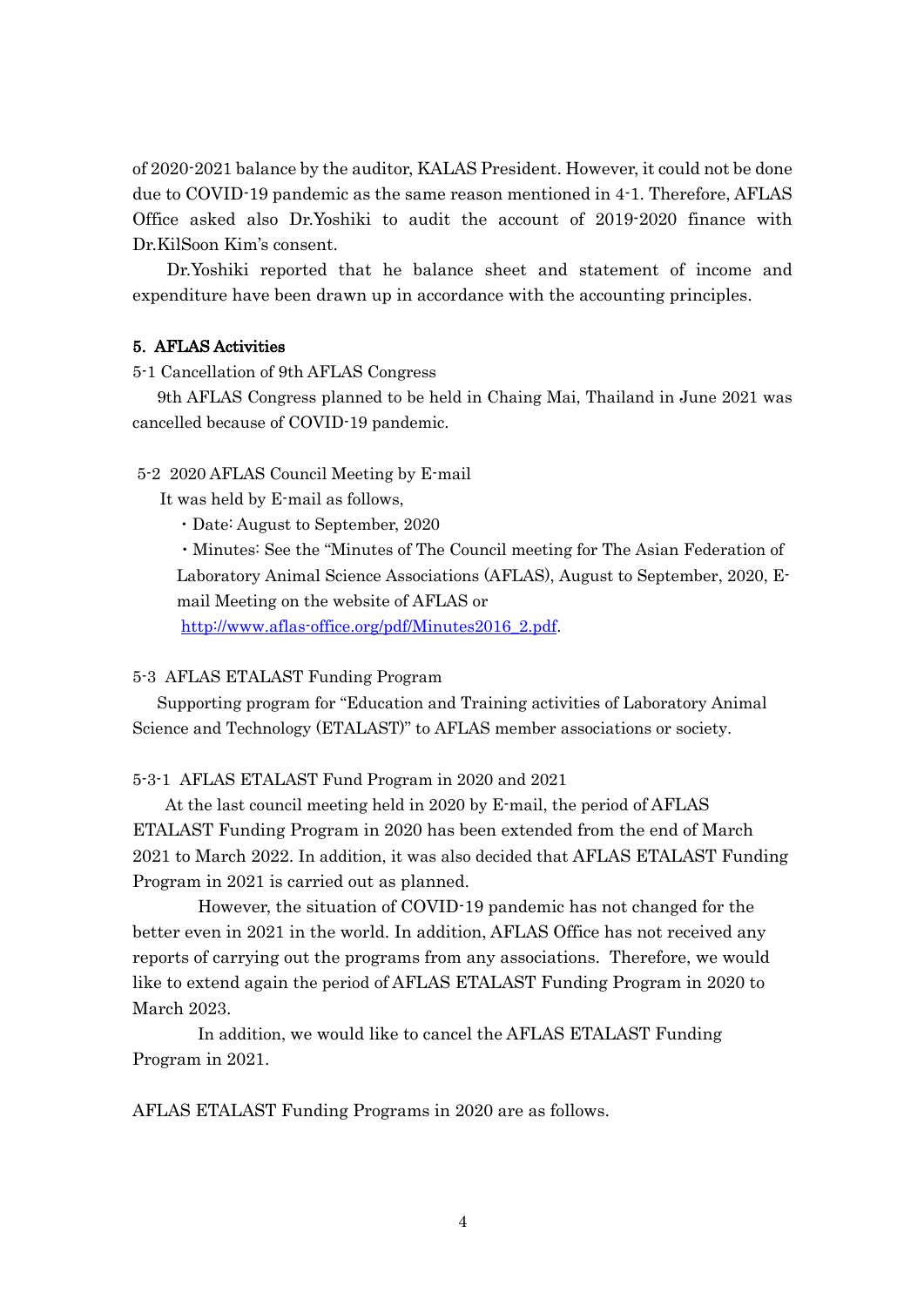of 2020-2021 balance by the auditor, KALAS President. However, it could not be done due to COVID-19 pandemic as the same reason mentioned in 4-1. Therefore, AFLAS Office asked also Dr.Yoshiki to audit the account of 2019-2020 finance with Dr.KilSoon Kim's consent.

Dr.Yoshiki reported that he balance sheet and statement of income and expenditure have been drawn up in accordance with the accounting principles.

**5. AFLAS Activities**

5-1 Cancellation of 9th AFLAS Congress

9th AFLAS Congress planned to be held in Chaing Mai, Thailand in June 2021 was cancelled because of COVID-19 pandemic.

5-2 2020 AFLAS Council Meeting by E-mail

It was held by E-mail as follows,

- Date: August to September, 2020
- Minutes: See the "Minutes of The Council meeting for The Asian Federation of Laboratory Animal Science Associations (AFLAS), August to September, 2020, E-mail Meeting on the website of AFLAS or http://www.aflas-office.org/pdf/Minutes2016_2.pdf.

5-3 AFLAS ETALAST Funding Program

Supporting program for "Education and Training activities of Laboratory Animal Science and Technology (ETALAST)" to AFLAS member associations or society.

5-3-1 AFLAS ETALAST Fund Program in 2020 and 2021

At the last council meeting held in 2020 by E-mail, the period of AFLAS ETALAST Funding Program in 2020 has been extended from the end of March 2021 to March 2022. In addition, it was also decided that AFLAS ETALAST Funding Program in 2021 is carried out as planned.

However, the situation of COVID-19 pandemic has not changed for the better even in 2021 in the world. In addition, AFLAS Office has not received any reports of carrying out the programs from any associations. Therefore, we would like to extend again the period of AFLAS ETALAST Funding Program in 2020 to March 2023.

In addition, we would like to cancel the AFLAS ETALAST Funding Program in 2021.

AFLAS ETALAST Funding Programs in 2020 are as follows.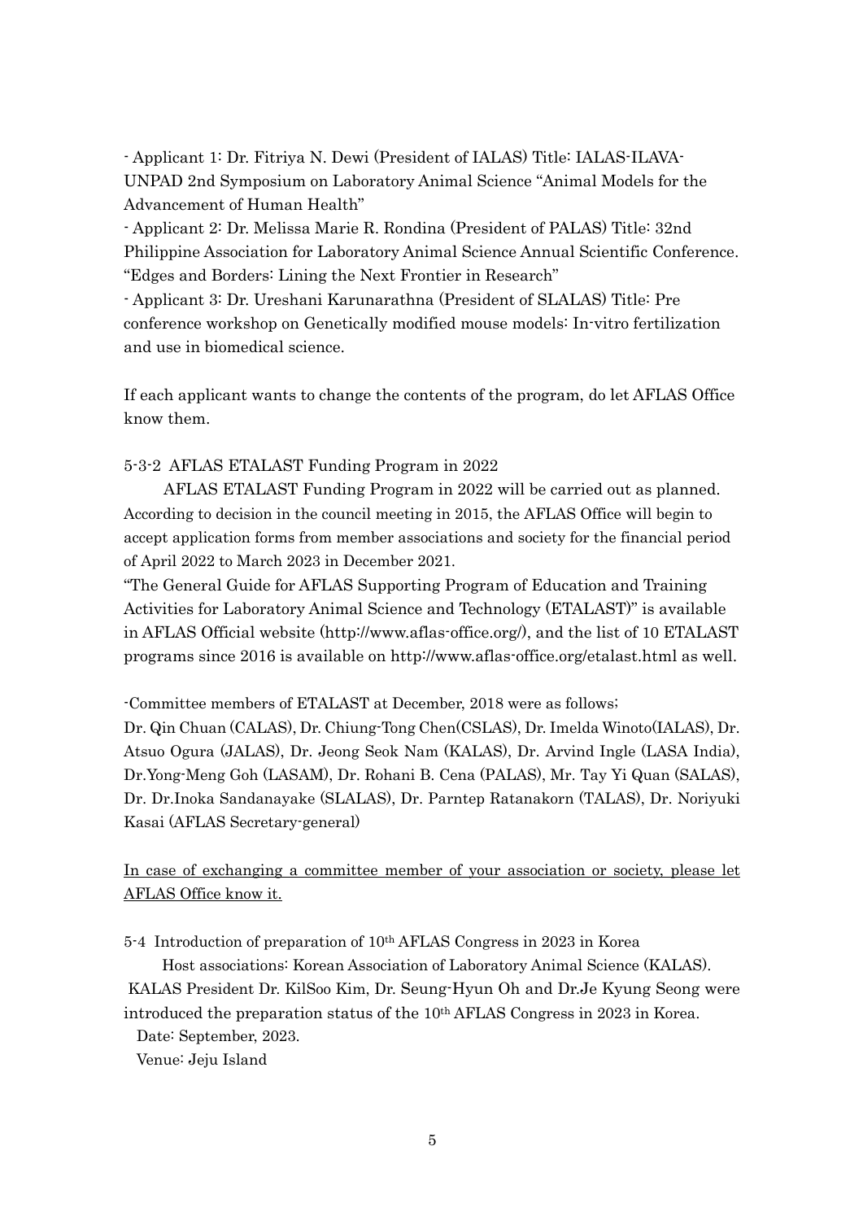- Applicant 1: Dr. Fitriya N. Dewi (President of IALAS) Title: IALAS-ILAVA-UNPAD 2nd Symposium on Laboratory Animal Science "Animal Models for the Advancement of Human Health"
- Applicant 2: Dr. Melissa Marie R. Rondina (President of PALAS) Title: 32nd Philippine Association for Laboratory Animal Science Annual Scientific Conference. "Edges and Borders: Lining the Next Frontier in Research"
- Applicant 3: Dr. Ureshani Karunarathna (President of SLALAS) Title: Pre conference workshop on Genetically modified mouse models: In-vitro fertilization and use in biomedical science.

If each applicant wants to change the contents of the program, do let AFLAS Office know them.

5-3-2 AFLAS ETALAST Funding Program in 2022

AFLAS ETALAST Funding Program in 2022 will be carried out as planned. According to decision in the council meeting in 2015, the AFLAS Office will begin to accept application forms from member associations and society for the financial period of April 2022 to March 2023 in December 2021.

"The General Guide for AFLAS Supporting Program of Education and Training Activities for Laboratory Animal Science and Technology (ETALAST)" is available in AFLAS Official website (http://www.aflas-office.org/), and the list of 10 ETALAST programs since 2016 is available on http://www.aflas-office.org/etalast.html as well.

-Committee members of ETALAST at December, 2018 were as follows;

Dr. Qin Chuan (CALAS), Dr. Chiung-Tong Chen(CSLAS), Dr. Imelda Winoto(IALAS), Dr. Atsuo Ogura (JALAS), Dr. Jeong Seok Nam (KALAS), Dr. Arvind Ingle (LASA India), Dr.Yong-Meng Goh (LASAM), Dr. Rohani B. Cena (PALAS), Mr. Tay Yi Quan (SALAS), Dr. Dr.Inoka Sandanayake (SLALAS), Dr. Parntep Ratanakorn (TALAS), Dr. Noriyuki Kasai (AFLAS Secretary-general)

<u>In case of exchanging a committee member of your association or society, please let AFLAS Office know it.</u>

5-4 Introduction of preparation of 10th AFLAS Congress in 2023 in Korea

Host associations: Korean Association of Laboratory Animal Science (KALAS).

KALAS President Dr. KilSoo Kim, Dr. Seung-Hyun Oh and Dr.Je Kyung Seong were introduced the preparation status of the 10th AFLAS Congress in 2023 in Korea.

Date: September, 2023.

Venue: Jeju Island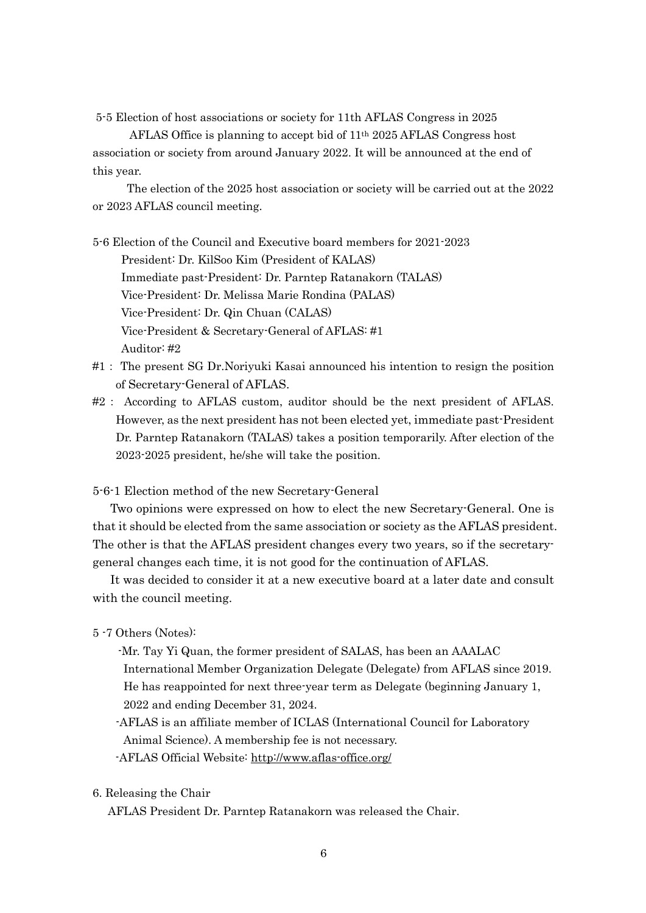5-5 Election of host associations or society for 11th AFLAS Congress in 2025

AFLAS Office is planning to accept bid of 11th 2025 AFLAS Congress host association or society from around January 2022. It will be announced at the end of this year.

The election of the 2025 host association or society will be carried out at the 2022 or 2023 AFLAS council meeting.

5-6 Election of the Council and Executive board members for 2021-2023

President: Dr. KilSoo Kim (President of KALAS)
Immediate past-President: Dr. Parntep Ratanakorn (TALAS)
Vice-President: Dr. Melissa Marie Rondina (PALAS)
Vice-President: Dr. Qin Chuan (CALAS)
Vice-President & Secretary-General of AFLAS: #1
Auditor: #2

#1 : The present SG Dr.Noriyuki Kasai announced his intention to resign the position of Secretary-General of AFLAS.

#2 : According to AFLAS custom, auditor should be the next president of AFLAS. However, as the next president has not been elected yet, immediate past-President Dr. Parntep Ratanakorn (TALAS) takes a position temporarily. After election of the 2023-2025 president, he/she will take the position.

5-6-1 Election method of the new Secretary-General

Two opinions were expressed on how to elect the new Secretary-General. One is that it should be elected from the same association or society as the AFLAS president. The other is that the AFLAS president changes every two years, so if the secretary-general changes each time, it is not good for the continuation of AFLAS.

It was decided to consider it at a new executive board at a later date and consult with the council meeting.

5 -7 Others (Notes):

-Mr. Tay Yi Quan, the former president of SALAS, has been an AAALAC International Member Organization Delegate (Delegate) from AFLAS since 2019. He has reappointed for next three-year term as Delegate (beginning January 1, 2022 and ending December 31, 2024.

-AFLAS is an affiliate member of ICLAS (International Council for Laboratory Animal Science). A membership fee is not necessary.

-AFLAS Official Website: http://www.aflas-office.org/

6. Releasing the Chair

AFLAS President Dr. Parntep Ratanakorn was released the Chair.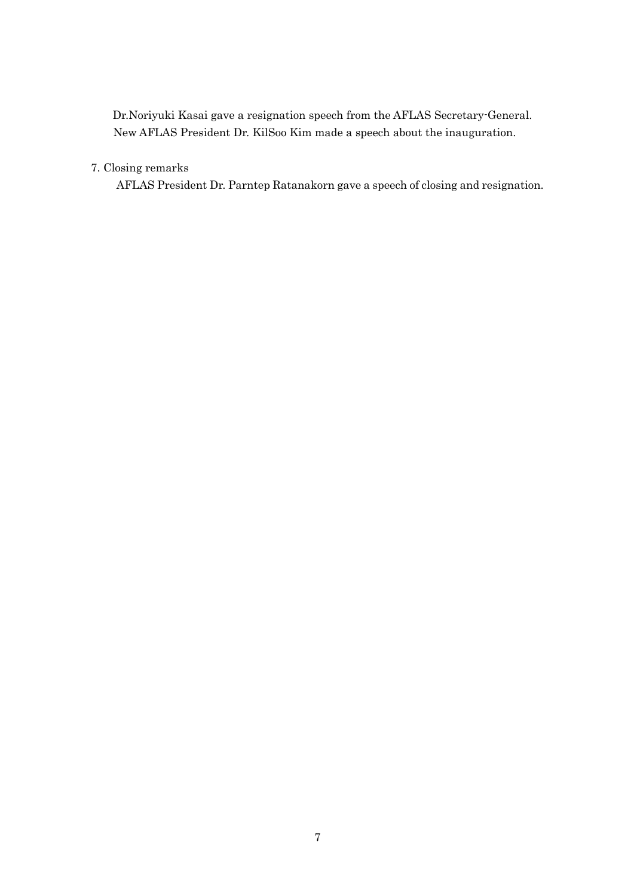Dr.Noriyuki Kasai gave a resignation speech from the AFLAS Secretary-General.
New AFLAS President Dr. KilSoo Kim made a speech about the inauguration.

7. Closing remarks

AFLAS President Dr. Parntep Ratanakorn gave a speech of closing and resignation.